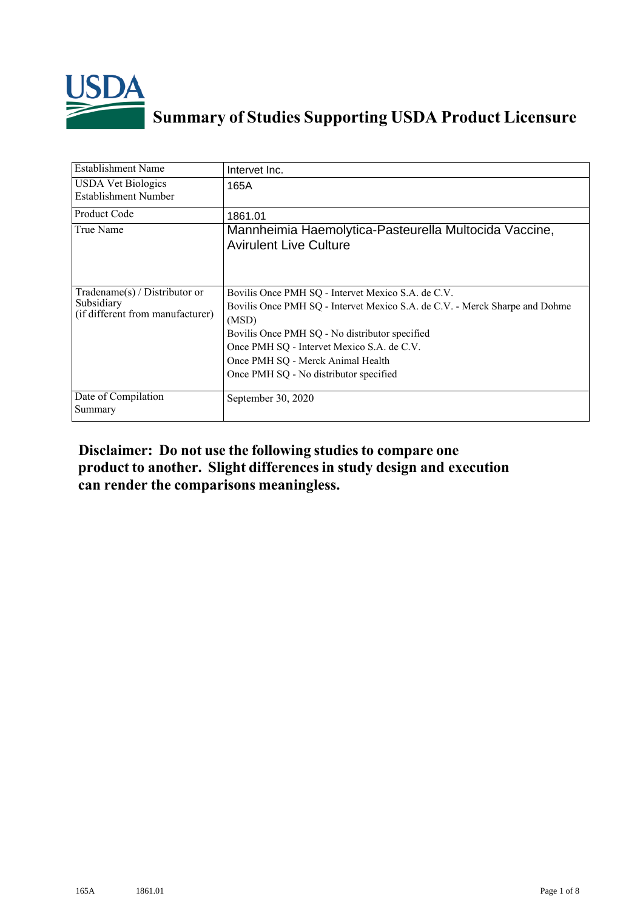# Summary of Studies Supporting USDA Product Licensure

| | |
|---|---|
| Establishment Name | Intervet Inc. |
| USDA Vet Biologics Establishment Number | 165A |
| Product Code | 1861.01 |
| True Name | Mannheimia Haemolytica-Pasteurella Multocida Vaccine, Avirulent Live Culture |
| Tradename(s) / Distributor or Subsidiary (if different from manufacturer) | Bovilis Once PMH SQ - Intervet Mexico S.A. de C.V.<br>Bovilis Once PMH SQ - Intervet Mexico S.A. de C.V. - Merck Sharpe and Dohme (MSD)<br>Bovilis Once PMH SQ - No distributor specified<br>Once PMH SQ - Intervet Mexico S.A. de C.V.<br>Once PMH SQ - Merck Animal Health<br>Once PMH SQ - No distributor specified |
| Date of Compilation Summary | September 30, 2020 |

**Disclaimer: Do not use the following studies to compare one product to another. Slight differences in study design and execution can render the comparisons meaningless.**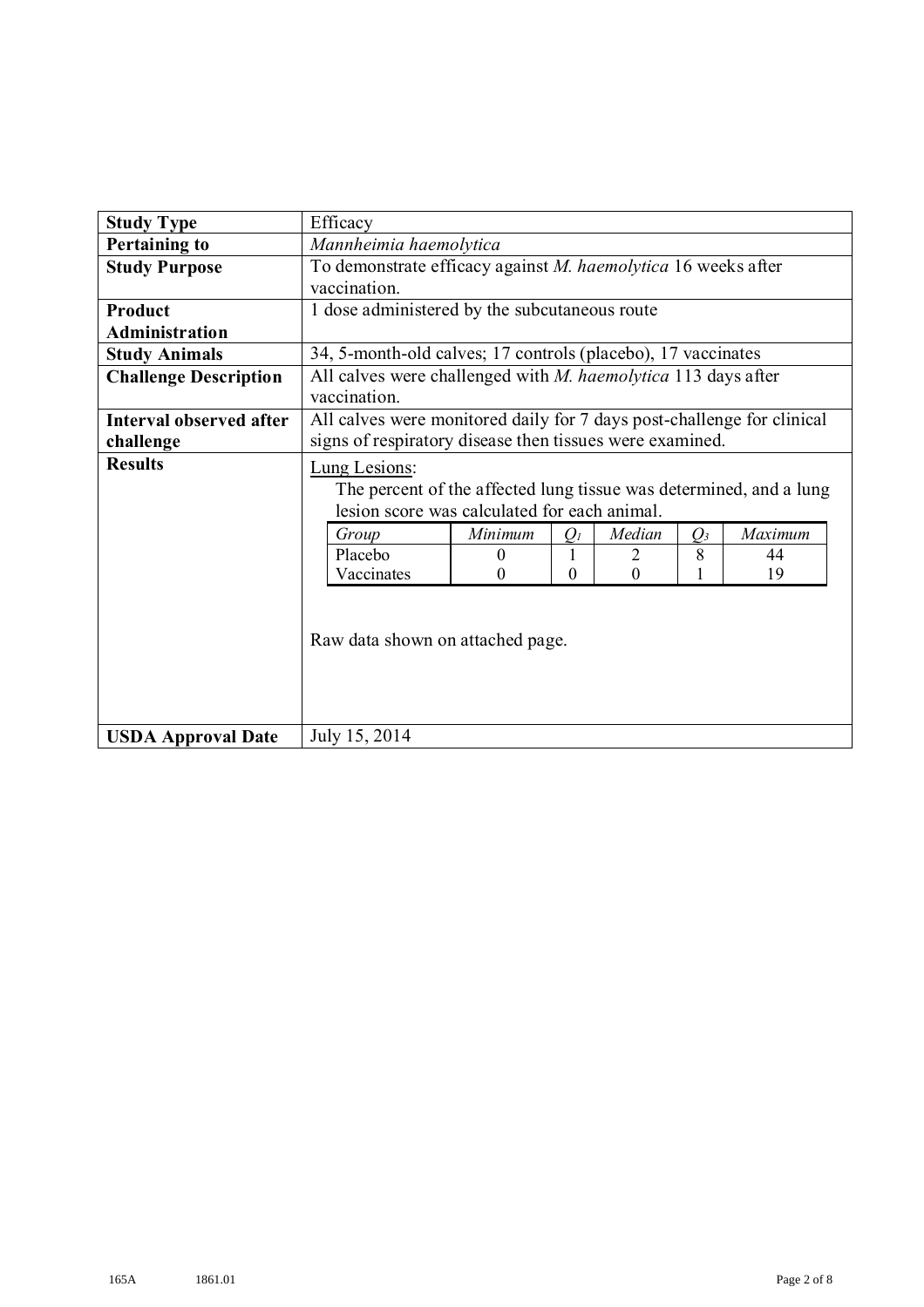| **Study Type** | Efficacy |
|---|---|
| **Pertaining to** | *Mannheimia haemolytica* |
| **Study Purpose** | To demonstrate efficacy against *M. haemolytica* 16 weeks after vaccination. |
| **Product Administration** | 1 dose administered by the subcutaneous route |
| **Study Animals** | 34, 5-month-old calves; 17 controls (placebo), 17 vaccinates |
| **Challenge Description** | All calves were challenged with *M. haemolytica* 113 days after vaccination. |
| **Interval observed after challenge** | All calves were monitored daily for 7 days post-challenge for clinical signs of respiratory disease then tissues were examined. |
| **Results** | Lung Lesions: The percent of the affected lung tissue was determined, and a lung lesion score was calculated for each animal. (See table below.) Raw data shown on attached page. |
| **USDA Approval Date** | July 15, 2014 |

| *Group* | *Minimum* | $Q_1$ | *Median* | $Q_3$ | *Maximum* |
|---|---|---|---|---|---|
| Placebo | 0 | 1 | 2 | 8 | 44 |
| Vaccinates | 0 | 0 | 0 | 1 | 19 |

165A 1861.01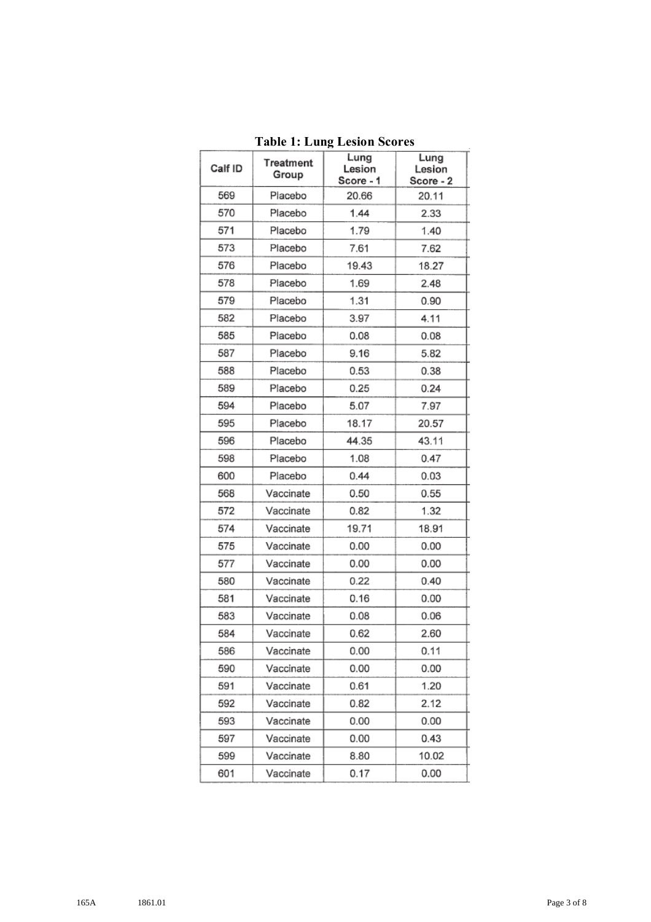**Table 1: Lung Lesion Scores**

| Calf ID | Treatment Group | Lung Lesion Score - 1 | Lung Lesion Score - 2 |
|---|---|---|---|
| 569 | Placebo | 20.66 | 20.11 |
| 570 | Placebo | 1.44 | 2.33 |
| 571 | Placebo | 1.79 | 1.40 |
| 573 | Placebo | 7.61 | 7.62 |
| 576 | Placebo | 19.43 | 18.27 |
| 578 | Placebo | 1.69 | 2.48 |
| 579 | Placebo | 1.31 | 0.90 |
| 582 | Placebo | 3.97 | 4.11 |
| 585 | Placebo | 0.08 | 0.08 |
| 587 | Placebo | 9.16 | 5.82 |
| 588 | Placebo | 0.53 | 0.38 |
| 589 | Placebo | 0.25 | 0.24 |
| 594 | Placebo | 5.07 | 7.97 |
| 595 | Placebo | 18.17 | 20.57 |
| 596 | Placebo | 44.35 | 43.11 |
| 598 | Placebo | 1.08 | 0.47 |
| 600 | Placebo | 0.44 | 0.03 |
| 568 | Vaccinate | 0.50 | 0.55 |
| 572 | Vaccinate | 0.82 | 1.32 |
| 574 | Vaccinate | 19.71 | 18.91 |
| 575 | Vaccinate | 0.00 | 0.00 |
| 577 | Vaccinate | 0.00 | 0.00 |
| 580 | Vaccinate | 0.22 | 0.40 |
| 581 | Vaccinate | 0.16 | 0.00 |
| 583 | Vaccinate | 0.08 | 0.06 |
| 584 | Vaccinate | 0.62 | 2.60 |
| 586 | Vaccinate | 0.00 | 0.11 |
| 590 | Vaccinate | 0.00 | 0.00 |
| 591 | Vaccinate | 0.61 | 1.20 |
| 592 | Vaccinate | 0.82 | 2.12 |
| 593 | Vaccinate | 0.00 | 0.00 |
| 597 | Vaccinate | 0.00 | 0.43 |
| 599 | Vaccinate | 8.80 | 10.02 |
| 601 | Vaccinate | 0.17 | 0.00 |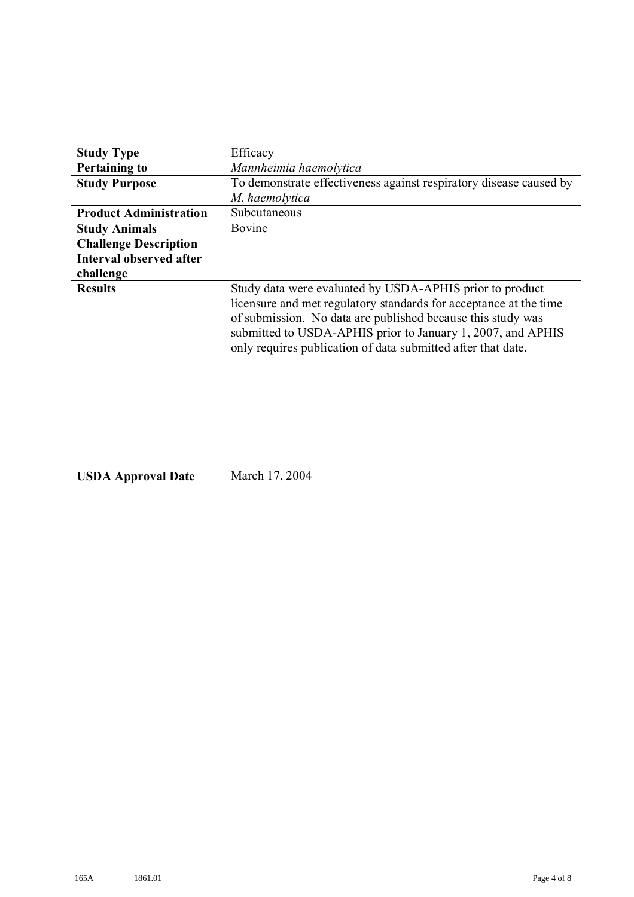| **Study Type** | Efficacy |
|---|---|
| **Pertaining to** | *Mannheimia haemolytica* |
| **Study Purpose** | To demonstrate effectiveness against respiratory disease caused by *M. haemolytica* |
| **Product Administration** | Subcutaneous |
| **Study Animals** | Bovine |
| **Challenge Description** | |
| **Interval observed after challenge** | |
| **Results** | Study data were evaluated by USDA-APHIS prior to product licensure and met regulatory standards for acceptance at the time of submission. No data are published because this study was submitted to USDA-APHIS prior to January 1, 2007, and APHIS only requires publication of data submitted after that date. |
| **USDA Approval Date** | March 17, 2004 |

165A 1861.01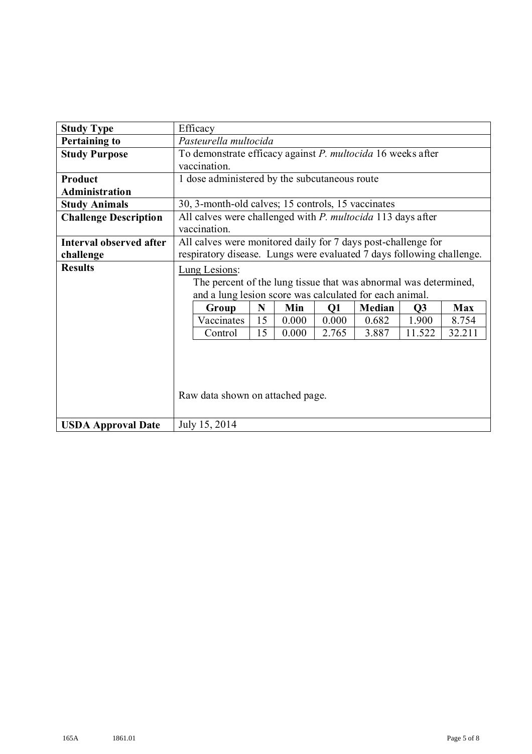| **Study Type** | Efficacy |
|---|---|
| **Pertaining to** | *Pasteurella multocida* |
| **Study Purpose** | To demonstrate efficacy against *P. multocida* 16 weeks after vaccination. |
| **Product Administration** | 1 dose administered by the subcutaneous route |
| **Study Animals** | 30, 3-month-old calves; 15 controls, 15 vaccinates |
| **Challenge Description** | All calves were challenged with *P. multocida* 113 days after vaccination. |
| **Interval observed after challenge** | All calves were monitored daily for 7 days post-challenge for respiratory disease. Lungs were evaluated 7 days following challenge. |
| **Results** | Lung Lesions: The percent of the lung tissue that was abnormal was determined, and a lung lesion score was calculated for each animal. (See lung lesion table below.) Raw data shown on attached page. |
| **USDA Approval Date** | July 15, 2014 |

Lung Lesions:

| Group | N | Min | Q1 | Median | Q3 | Max |
|---|---|---|---|---|---|---|
| Vaccinates | 15 | 0.000 | 0.000 | 0.682 | 1.900 | 8.754 |
| Control | 15 | 0.000 | 2.765 | 3.887 | 11.522 | 32.211 |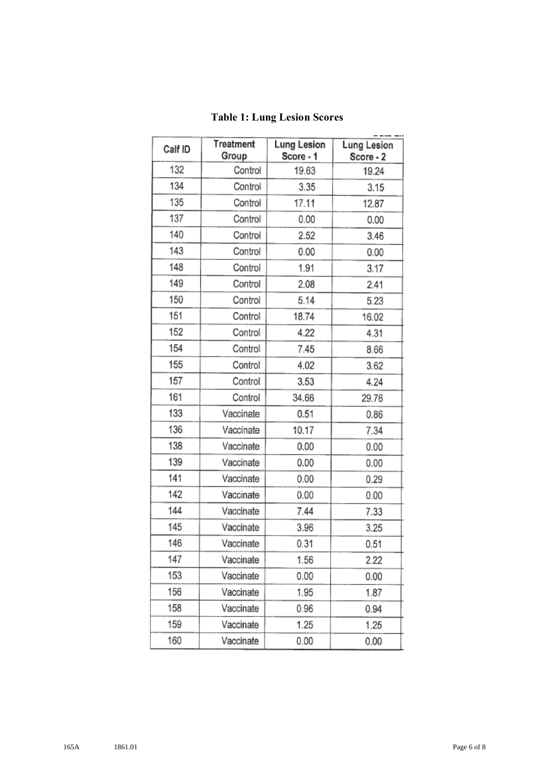**Table 1: Lung Lesion Scores**

| Calf ID | Treatment Group | Lung Lesion Score - 1 | Lung Lesion Score - 2 |
|---|---|---|---|
| 132 | Control | 19.63 | 19.24 |
| 134 | Control | 3.35 | 3.15 |
| 135 | Control | 17.11 | 12.87 |
| 137 | Control | 0.00 | 0.00 |
| 140 | Control | 2.52 | 3.46 |
| 143 | Control | 0.00 | 0.00 |
| 148 | Control | 1.91 | 3.17 |
| 149 | Control | 2.08 | 2.41 |
| 150 | Control | 5.14 | 5.23 |
| 151 | Control | 18.74 | 16.02 |
| 152 | Control | 4.22 | 4.31 |
| 154 | Control | 7.45 | 8.66 |
| 155 | Control | 4.02 | 3.62 |
| 157 | Control | 3.53 | 4.24 |
| 161 | Control | 34.66 | 29.76 |
| 133 | Vaccinate | 0.51 | 0.86 |
| 136 | Vaccinate | 10.17 | 7.34 |
| 138 | Vaccinate | 0.00 | 0.00 |
| 139 | Vaccinate | 0.00 | 0.00 |
| 141 | Vaccinate | 0.00 | 0.29 |
| 142 | Vaccinate | 0.00 | 0.00 |
| 144 | Vaccinate | 7.44 | 7.33 |
| 145 | Vaccinate | 3.96 | 3.25 |
| 146 | Vaccinate | 0.31 | 0.51 |
| 147 | Vaccinate | 1.56 | 2.22 |
| 153 | Vaccinate | 0.00 | 0.00 |
| 156 | Vaccinate | 1.95 | 1.87 |
| 158 | Vaccinate | 0.96 | 0.94 |
| 159 | Vaccinate | 1.25 | 1.25 |
| 160 | Vaccinate | 0.00 | 0.00 |

165A 1861.01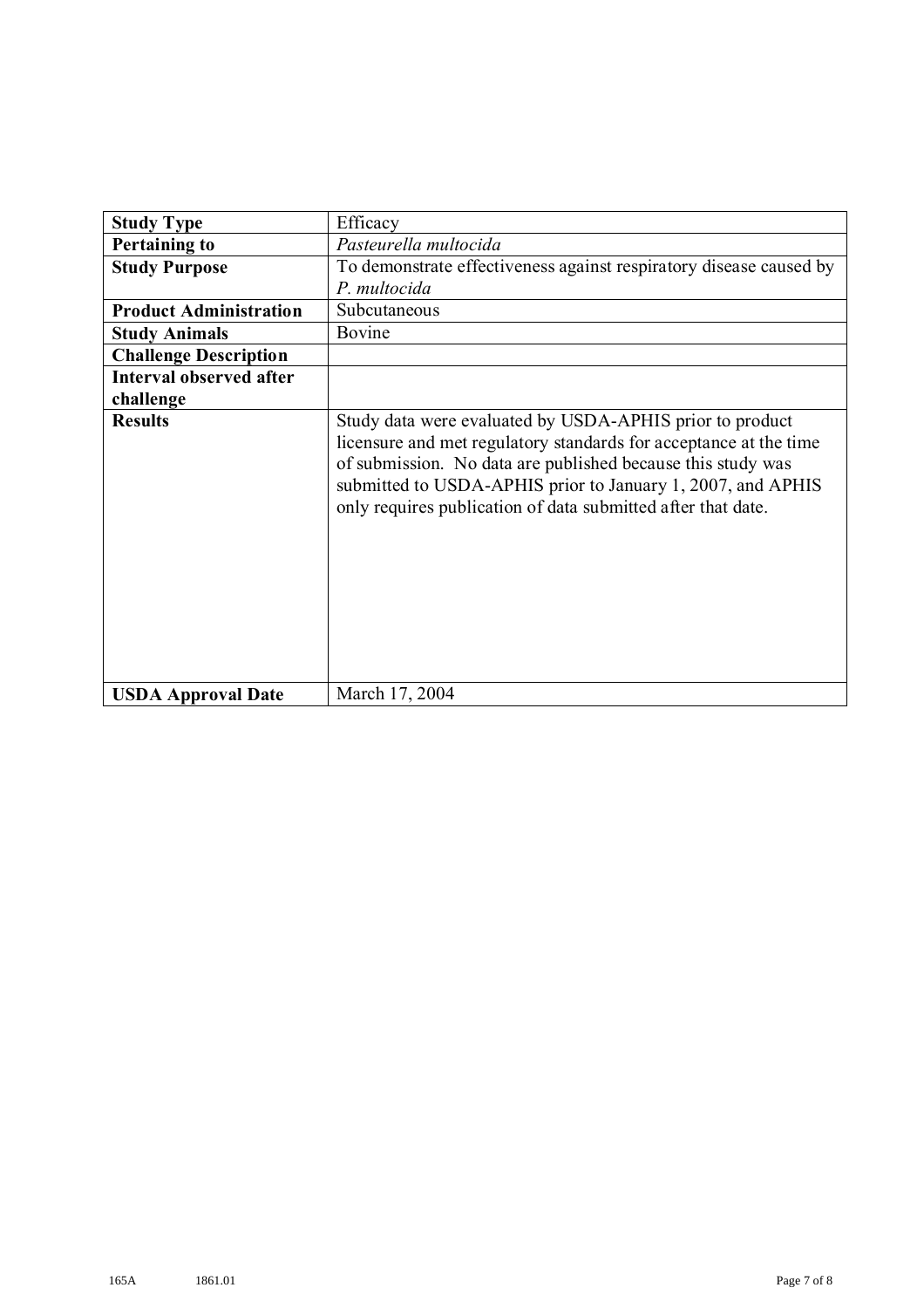| **Study Type** | Efficacy |
|---|---|
| **Pertaining to** | *Pasteurella multocida* |
| **Study Purpose** | To demonstrate effectiveness against respiratory disease caused by *P. multocida* |
| **Product Administration** | Subcutaneous |
| **Study Animals** | Bovine |
| **Challenge Description** | |
| **Interval observed after challenge** | |
| **Results** | Study data were evaluated by USDA-APHIS prior to product licensure and met regulatory standards for acceptance at the time of submission. No data are published because this study was submitted to USDA-APHIS prior to January 1, 2007, and APHIS only requires publication of data submitted after that date. |
| **USDA Approval Date** | March 17, 2004 |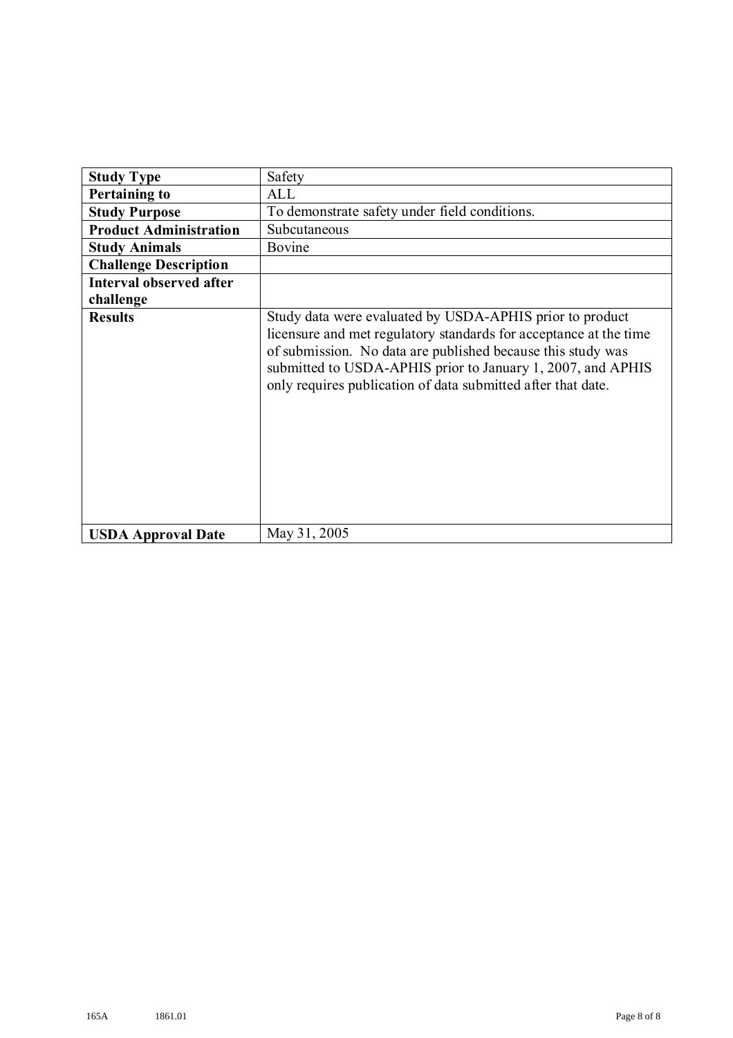| | |
|---|---|
| **Study Type** | Safety |
| **Pertaining to** | ALL |
| **Study Purpose** | To demonstrate safety under field conditions. |
| **Product Administration** | Subcutaneous |
| **Study Animals** | Bovine |
| **Challenge Description** | |
| **Interval observed after challenge** | |
| **Results** | Study data were evaluated by USDA-APHIS prior to product licensure and met regulatory standards for acceptance at the time of submission. No data are published because this study was submitted to USDA-APHIS prior to January 1, 2007, and APHIS only requires publication of data submitted after that date. |
| **USDA Approval Date** | May 31, 2005 |

165A 1861.01